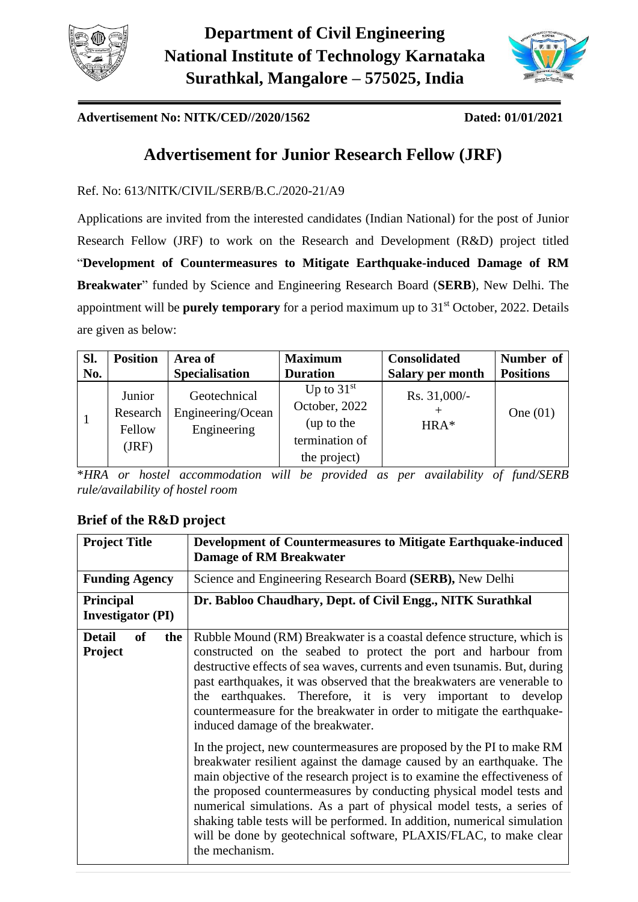# Department of Civil Engineering
# National Institute of Technology Karnataka
# Surathkal, Mangalore – 575025, India

**Advertisement No: NITK/CED//2020/1562** **Dated: 01/01/2021**

## Advertisement for Junior Research Fellow (JRF)

Ref. No: 613/NITK/CIVIL/SERB/B.C./2020-21/A9

Applications are invited from the interested candidates (Indian National) for the post of Junior Research Fellow (JRF) to work on the Research and Development (R&D) project titled "**Development of Countermeasures to Mitigate Earthquake-induced Damage of RM Breakwater**" funded by Science and Engineering Research Board (**SERB**), New Delhi. The appointment will be **purely temporary** for a period maximum up to 31st October, 2022. Details are given as below:

| Sl. No. | Position | Area of Specialisation | Maximum Duration | Consolidated Salary per month | Number of Positions |
|---|---|---|---|---|---|
| 1 | Junior Research Fellow (JRF) | Geotechnical Engineering/Ocean Engineering | Up to 31st October, 2022 (up to the termination of the project) | Rs. 31,000/- + HRA* | One (01) |

*\*HRA or hostel accommodation will be provided as per availability of fund/SERB rule/availability of hostel room*

### Brief of the R&D project

| | |
|---|---|
| **Project Title** | **Development of Countermeasures to Mitigate Earthquake-induced Damage of RM Breakwater** |
| **Funding Agency** | Science and Engineering Research Board **(SERB),** New Delhi |
| **Principal Investigator (PI)** | **Dr. Babloo Chaudhary, Dept. of Civil Engg., NITK Surathkal** |
| **Detail of the Project** | Rubble Mound (RM) Breakwater is a coastal defence structure, which is constructed on the seabed to protect the port and harbour from destructive effects of sea waves, currents and even tsunamis. But, during past earthquakes, it was observed that the breakwaters are venerable to the earthquakes. Therefore, it is very important to develop countermeasure for the breakwater in order to mitigate the earthquake-induced damage of the breakwater. In the project, new countermeasures are proposed by the PI to make RM breakwater resilient against the damage caused by an earthquake. The main objective of the research project is to examine the effectiveness of the proposed countermeasures by conducting physical model tests and numerical simulations. As a part of physical model tests, a series of shaking table tests will be performed. In addition, numerical simulation will be done by geotechnical software, PLAXIS/FLAC, to make clear the mechanism. |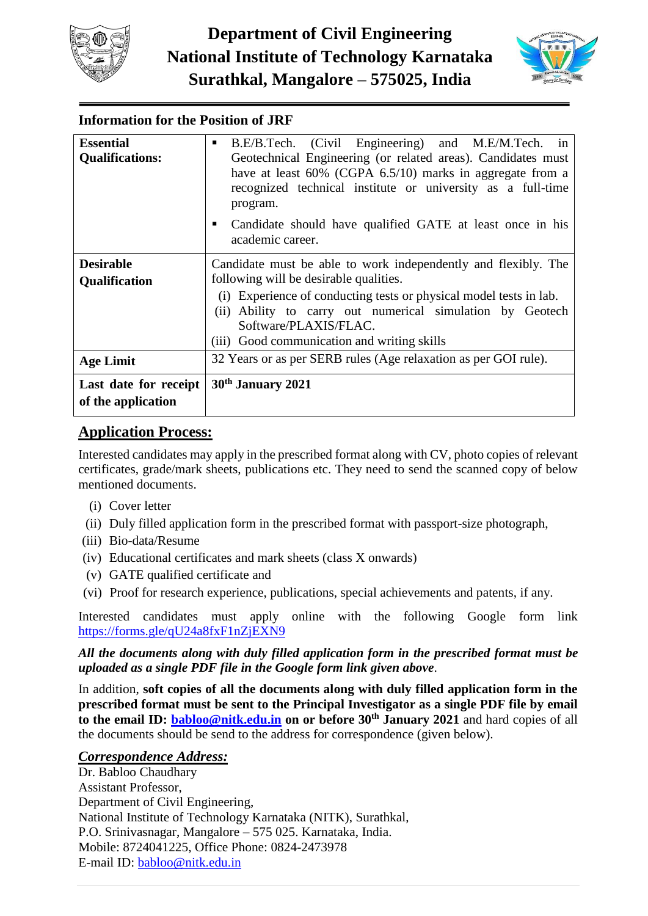# Department of Civil Engineering
# National Institute of Technology Karnataka
# Surathkal, Mangalore – 575025, India

**Information for the Position of JRF**

| | |
|---|---|
| **Essential Qualifications:** | ▪ B.E/B.Tech. (Civil Engineering) and M.E/M.Tech. in Geotechnical Engineering (or related areas). Candidates must have at least 60% (CGPA 6.5/10) marks in aggregate from a recognized technical institute or university as a full-time program.<br>▪ Candidate should have qualified GATE at least once in his academic career. |
| **Desirable Qualification** | Candidate must be able to work independently and flexibly. The following will be desirable qualities.<br>(i) Experience of conducting tests or physical model tests in lab.<br>(ii) Ability to carry out numerical simulation by Geotech Software/PLAXIS/FLAC.<br>(iii) Good communication and writing skills |
| **Age Limit** | 32 Years or as per SERB rules (Age relaxation as per GOI rule). |
| **Last date for receipt of the application** | **30th January 2021** |

## Application Process:

Interested candidates may apply in the prescribed format along with CV, photo copies of relevant certificates, grade/mark sheets, publications etc. They need to send the scanned copy of below mentioned documents.

- (i) Cover letter
- (ii) Duly filled application form in the prescribed format with passport-size photograph,
- (iii) Bio-data/Resume
- (iv) Educational certificates and mark sheets (class X onwards)
- (v) GATE qualified certificate and
- (vi) Proof for research experience, publications, special achievements and patents, if any.

Interested candidates must apply online with the following Google form link https://forms.gle/qU24a8fxF1nZjEXN9

***All the documents along with duly filled application form in the prescribed format must be uploaded as a single PDF file in the Google form link given above***.

In addition, **soft copies of all the documents along with duly filled application form in the prescribed format must be sent to the Principal Investigator as a single PDF file by email to the email ID: babloo@nitk.edu.in on or before 30th January 2021** and hard copies of all the documents should be send to the address for correspondence (given below).

***Correspondence Address:***

Dr. Babloo Chaudhary
Assistant Professor,
Department of Civil Engineering,
National Institute of Technology Karnataka (NITK), Surathkal,
P.O. Srinivasnagar, Mangalore – 575 025. Karnataka, India.
Mobile: 8724041225, Office Phone: 0824-2473978
E-mail ID: babloo@nitk.edu.in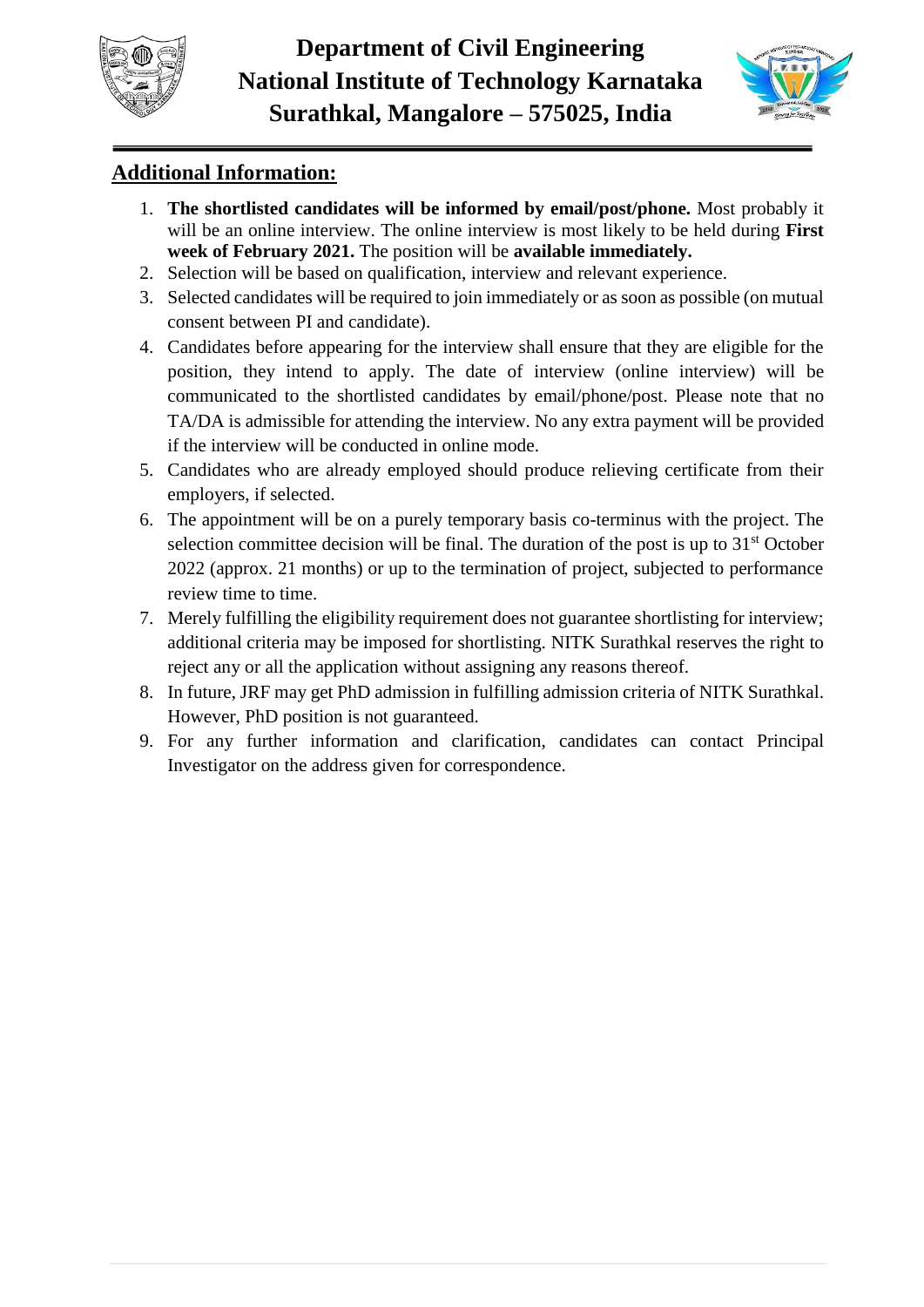## Additional Information:

1. **The shortlisted candidates will be informed by email/post/phone.** Most probably it will be an online interview. The online interview is most likely to be held during **First week of February 2021.** The position will be **available immediately.**
2. Selection will be based on qualification, interview and relevant experience.
3. Selected candidates will be required to join immediately or as soon as possible (on mutual consent between PI and candidate).
4. Candidates before appearing for the interview shall ensure that they are eligible for the position, they intend to apply. The date of interview (online interview) will be communicated to the shortlisted candidates by email/phone/post. Please note that no TA/DA is admissible for attending the interview. No any extra payment will be provided if the interview will be conducted in online mode.
5. Candidates who are already employed should produce relieving certificate from their employers, if selected.
6. The appointment will be on a purely temporary basis co-terminus with the project. The selection committee decision will be final. The duration of the post is up to 31st October 2022 (approx. 21 months) or up to the termination of project, subjected to performance review time to time.
7. Merely fulfilling the eligibility requirement does not guarantee shortlisting for interview; additional criteria may be imposed for shortlisting. NITK Surathkal reserves the right to reject any or all the application without assigning any reasons thereof.
8. In future, JRF may get PhD admission in fulfilling admission criteria of NITK Surathkal. However, PhD position is not guaranteed.
9. For any further information and clarification, candidates can contact Principal Investigator on the address given for correspondence.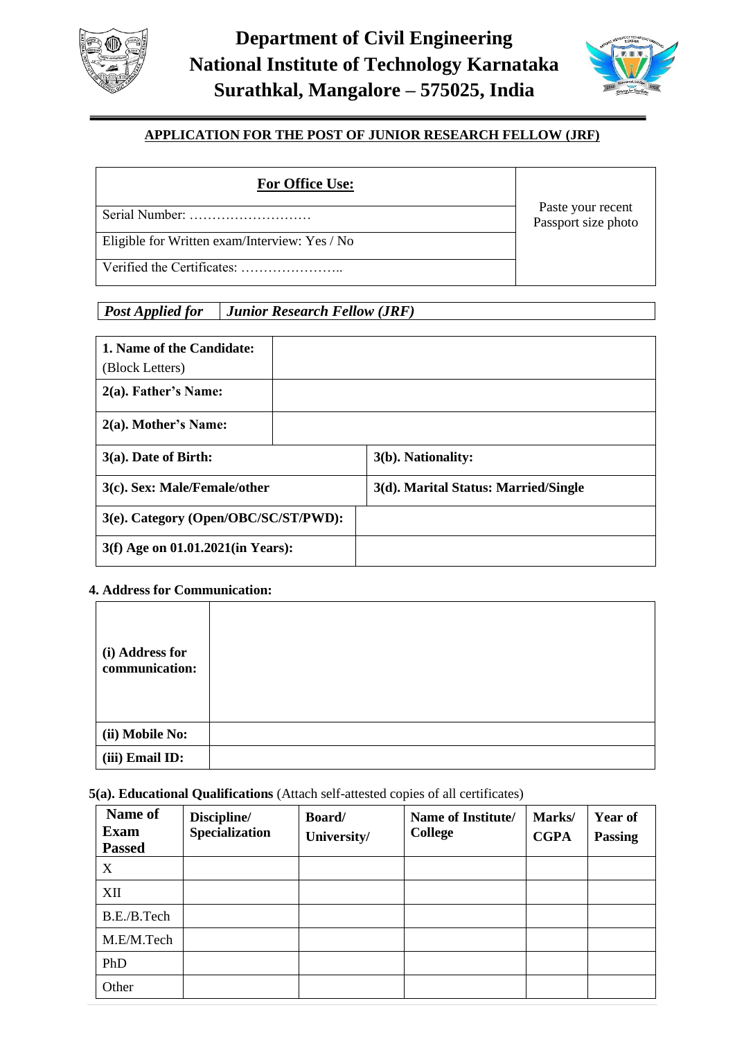# Department of Civil Engineering
# National Institute of Technology Karnataka
# Surathkal, Mangalore – 575025, India

## APPLICATION FOR THE POST OF JUNIOR RESEARCH FELLOW (JRF)

| **For Office Use:** | Paste your recent Passport size photo |
|---|---|
| Serial Number: ……………………… | |
| Eligible for Written exam/Interview: Yes / No | |
| Verified the Certificates: ………………….. | |

| ***Post Applied for*** | ***Junior Research Fellow (JRF)*** |
|---|---|

| **1. Name of the Candidate:** (Block Letters) | |
|---|---|
| **2(a). Father's Name:** | |
| **2(a). Mother's Name:** | |
| **3(a). Date of Birth:** | **3(b). Nationality:** |
| **3(c). Sex: Male/Female/other** | **3(d). Marital Status: Married/Single** |
| **3(e). Category (Open/OBC/SC/ST/PWD):** | |
| **3(f) Age on 01.01.2021(in Years):** | |

**4. Address for Communication:**

| **(i) Address for communication:** | |
|---|---|
| **(ii) Mobile No:** | |
| **(iii) Email ID:** | |

**5(a). Educational Qualifications** (Attach self-attested copies of all certificates)

| **Name of Exam Passed** | **Discipline/ Specialization** | **Board/ University/** | **Name of Institute/ College** | **Marks/ CGPA** | **Year of Passing** |
|---|---|---|---|---|---|
| X | | | | | |
| XII | | | | | |
| B.E./B.Tech | | | | | |
| M.E/M.Tech | | | | | |
| PhD | | | | | |
| Other | | | | | |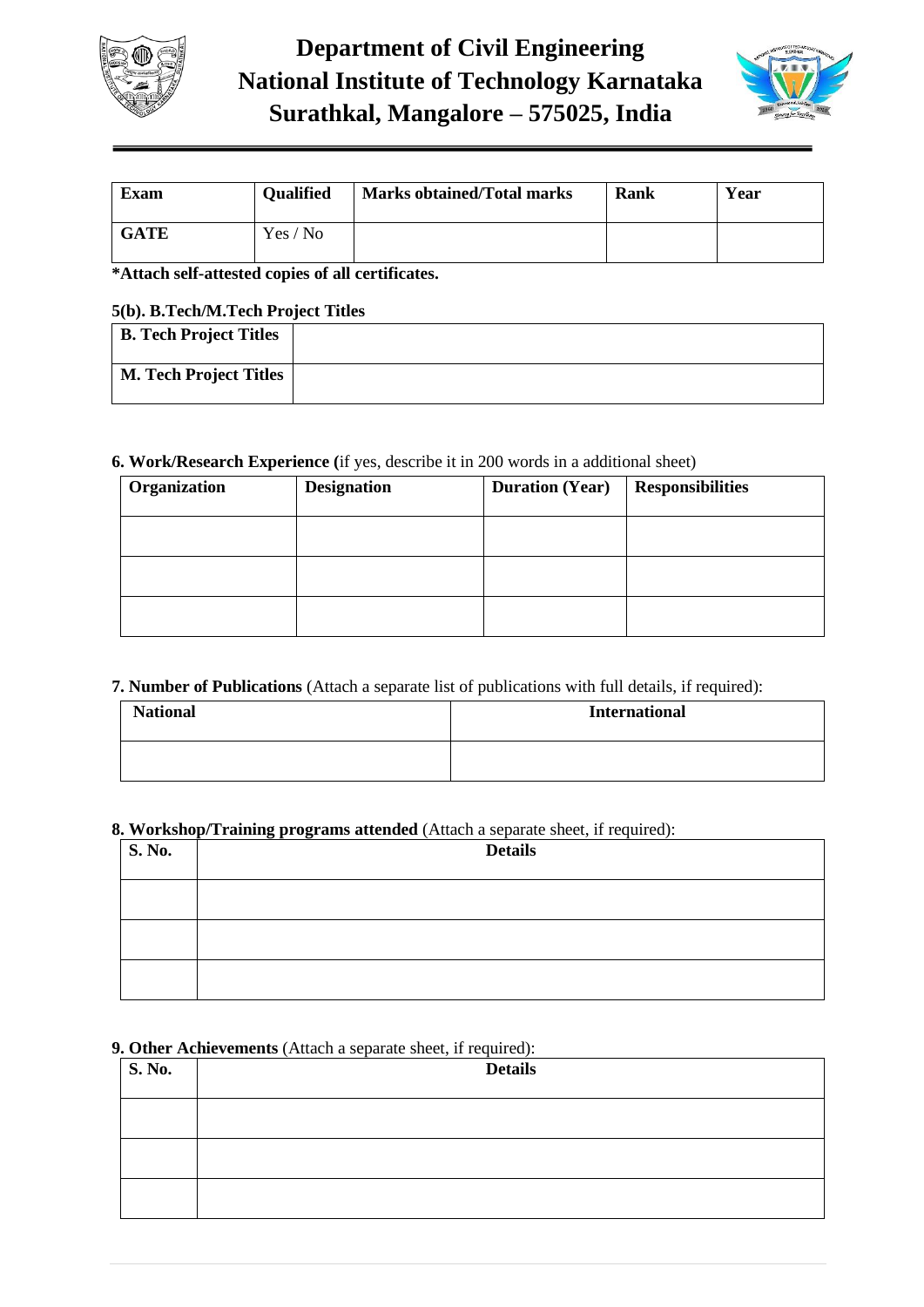# Department of Civil Engineering
# National Institute of Technology Karnataka
# Surathkal, Mangalore – 575025, India

| Exam | Qualified | Marks obtained/Total marks | Rank | Year |
|---|---|---|---|---|
| **GATE** | Yes / No | | | |

**\*Attach self-attested copies of all certificates.**

**5(b). B.Tech/M.Tech Project Titles**

| **B. Tech Project Titles** | |
|---|---|
| **M. Tech Project Titles** | |

**6. Work/Research Experience (**if yes, describe it in 200 words in a additional sheet)

| Organization | Designation | Duration (Year) | Responsibilities |
|---|---|---|---|
| | | | |
| | | | |
| | | | |

**7. Number of Publications** (Attach a separate list of publications with full details, if required):

| National | International |
|---|---|
| | |

**8. Workshop/Training programs attended** (Attach a separate sheet, if required):

| S. No. | Details |
|---|---|
| | |
| | |
| | |

**9. Other Achievements** (Attach a separate sheet, if required):

| S. No. | Details |
|---|---|
| | |
| | |
| | |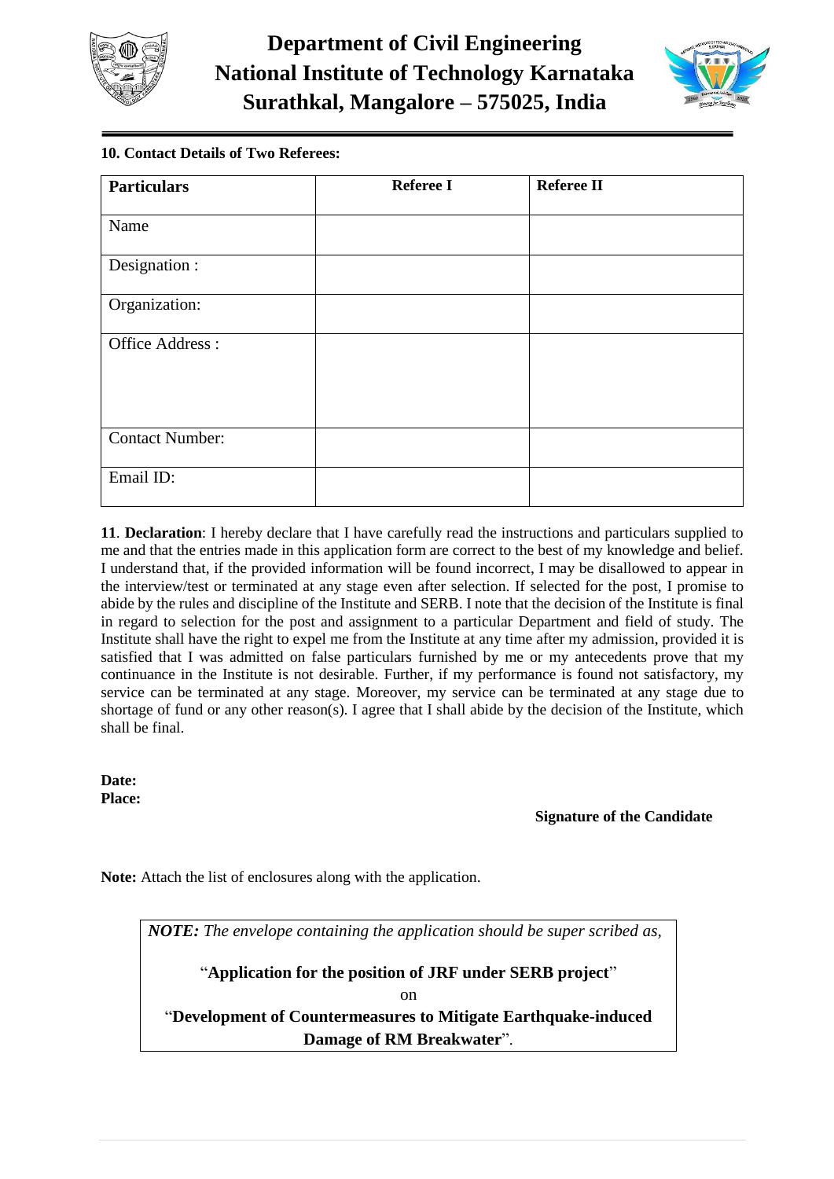**10. Contact Details of Two Referees:**

| **Particulars** | **Referee I** | **Referee II** |
|---|---|---|
| Name | | |
| Designation : | | |
| Organization: | | |
| Office Address : | | |
| Contact Number: | | |
| Email ID: | | |

**11**. **Declaration**: I hereby declare that I have carefully read the instructions and particulars supplied to me and that the entries made in this application form are correct to the best of my knowledge and belief. I understand that, if the provided information will be found incorrect, I may be disallowed to appear in the interview/test or terminated at any stage even after selection. If selected for the post, I promise to abide by the rules and discipline of the Institute and SERB. I note that the decision of the Institute is final in regard to selection for the post and assignment to a particular Department and field of study. The Institute shall have the right to expel me from the Institute at any time after my admission, provided it is satisfied that I was admitted on false particulars furnished by me or my antecedents prove that my continuance in the Institute is not desirable. Further, if my performance is found not satisfactory, my service can be terminated at any stage. Moreover, my service can be terminated at any stage due to shortage of fund or any other reason(s). I agree that I shall abide by the decision of the Institute, which shall be final.

**Date:**
**Place:**

**Signature of the Candidate**

**Note:** Attach the list of enclosures along with the application.

***NOTE:*** *The envelope containing the application should be super scribed as,*

"**Application for the position of JRF under SERB project**"

on

"**Development of Countermeasures to Mitigate Earthquake-induced Damage of RM Breakwater**".